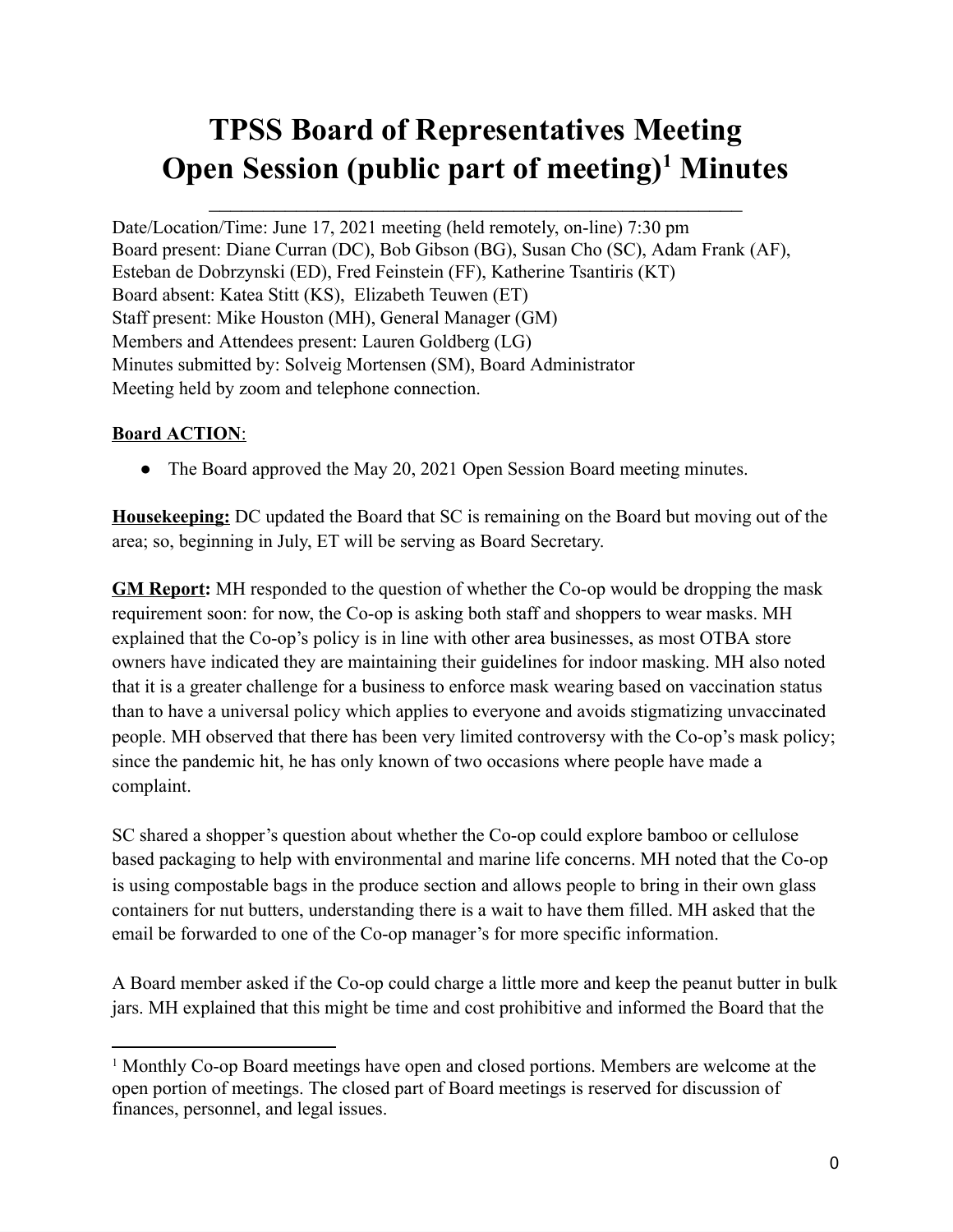# TPSS Board of Representatives Meeting Open Session (public part of meeting)[1] Minutes

Date/Location/Time: June 17, 2021 meeting (held remotely, on-line) 7:30 pm
Board present: Diane Curran (DC), Bob Gibson (BG), Susan Cho (SC), Adam Frank (AF), Esteban de Dobrzynski (ED), Fred Feinstein (FF), Katherine Tsantiris (KT)
Board absent: Katea Stitt (KS), Elizabeth Teuwen (ET)
Staff present: Mike Houston (MH), General Manager (GM)
Members and Attendees present: Lauren Goldberg (LG)
Minutes submitted by: Solveig Mortensen (SM), Board Administrator
Meeting held by zoom and telephone connection.

**Board ACTION**:

- The Board approved the May 20, 2021 Open Session Board meeting minutes.

**Housekeeping:** DC updated the Board that SC is remaining on the Board but moving out of the area; so, beginning in July, ET will be serving as Board Secretary.

**GM Report:** MH responded to the question of whether the Co-op would be dropping the mask requirement soon: for now, the Co-op is asking both staff and shoppers to wear masks. MH explained that the Co-op's policy is in line with other area businesses, as most OTBA store owners have indicated they are maintaining their guidelines for indoor masking. MH also noted that it is a greater challenge for a business to enforce mask wearing based on vaccination status than to have a universal policy which applies to everyone and avoids stigmatizing unvaccinated people. MH observed that there has been very limited controversy with the Co-op's mask policy; since the pandemic hit, he has only known of two occasions where people have made a complaint.

SC shared a shopper's question about whether the Co-op could explore bamboo or cellulose based packaging to help with environmental and marine life concerns. MH noted that the Co-op is using compostable bags in the produce section and allows people to bring in their own glass containers for nut butters, understanding there is a wait to have them filled. MH asked that the email be forwarded to one of the Co-op manager's for more specific information.

A Board member asked if the Co-op could charge a little more and keep the peanut butter in bulk jars. MH explained that this might be time and cost prohibitive and informed the Board that the

[1] Monthly Co-op Board meetings have open and closed portions. Members are welcome at the open portion of meetings. The closed part of Board meetings is reserved for discussion of finances, personnel, and legal issues.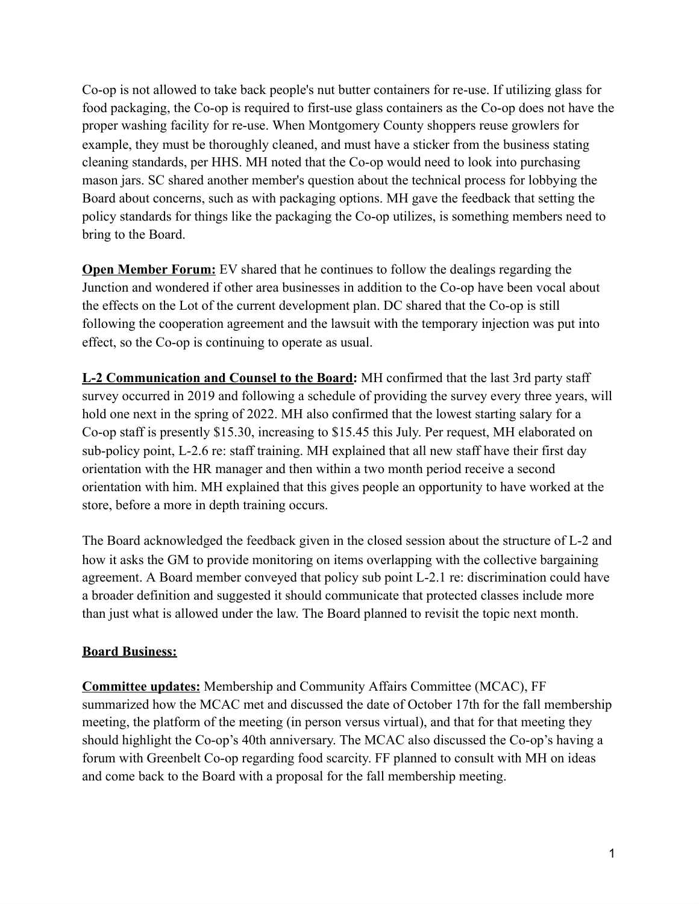Co-op is not allowed to take back people's nut butter containers for re-use. If utilizing glass for food packaging, the Co-op is required to first-use glass containers as the Co-op does not have the proper washing facility for re-use. When Montgomery County shoppers reuse growlers for example, they must be thoroughly cleaned, and must have a sticker from the business stating cleaning standards, per HHS. MH noted that the Co-op would need to look into purchasing mason jars. SC shared another member's question about the technical process for lobbying the Board about concerns, such as with packaging options. MH gave the feedback that setting the policy standards for things like the packaging the Co-op utilizes, is something members need to bring to the Board.

**Open Member Forum:** EV shared that he continues to follow the dealings regarding the Junction and wondered if other area businesses in addition to the Co-op have been vocal about the effects on the Lot of the current development plan. DC shared that the Co-op is still following the cooperation agreement and the lawsuit with the temporary injection was put into effect, so the Co-op is continuing to operate as usual.

**L-2 Communication and Counsel to the Board:** MH confirmed that the last 3rd party staff survey occurred in 2019 and following a schedule of providing the survey every three years, will hold one next in the spring of 2022. MH also confirmed that the lowest starting salary for a Co-op staff is presently $15.30, increasing to $15.45 this July. Per request, MH elaborated on sub-policy point, L-2.6 re: staff training. MH explained that all new staff have their first day orientation with the HR manager and then within a two month period receive a second orientation with him. MH explained that this gives people an opportunity to have worked at the store, before a more in depth training occurs.

The Board acknowledged the feedback given in the closed session about the structure of L-2 and how it asks the GM to provide monitoring on items overlapping with the collective bargaining agreement. A Board member conveyed that policy sub point L-2.1 re: discrimination could have a broader definition and suggested it should communicate that protected classes include more than just what is allowed under the law. The Board planned to revisit the topic next month.

**Board Business:**

**Committee updates:** Membership and Community Affairs Committee (MCAC), FF summarized how the MCAC met and discussed the date of October 17th for the fall membership meeting, the platform of the meeting (in person versus virtual), and that for that meeting they should highlight the Co-op's 40th anniversary. The MCAC also discussed the Co-op's having a forum with Greenbelt Co-op regarding food scarcity. FF planned to consult with MH on ideas and come back to the Board with a proposal for the fall membership meeting.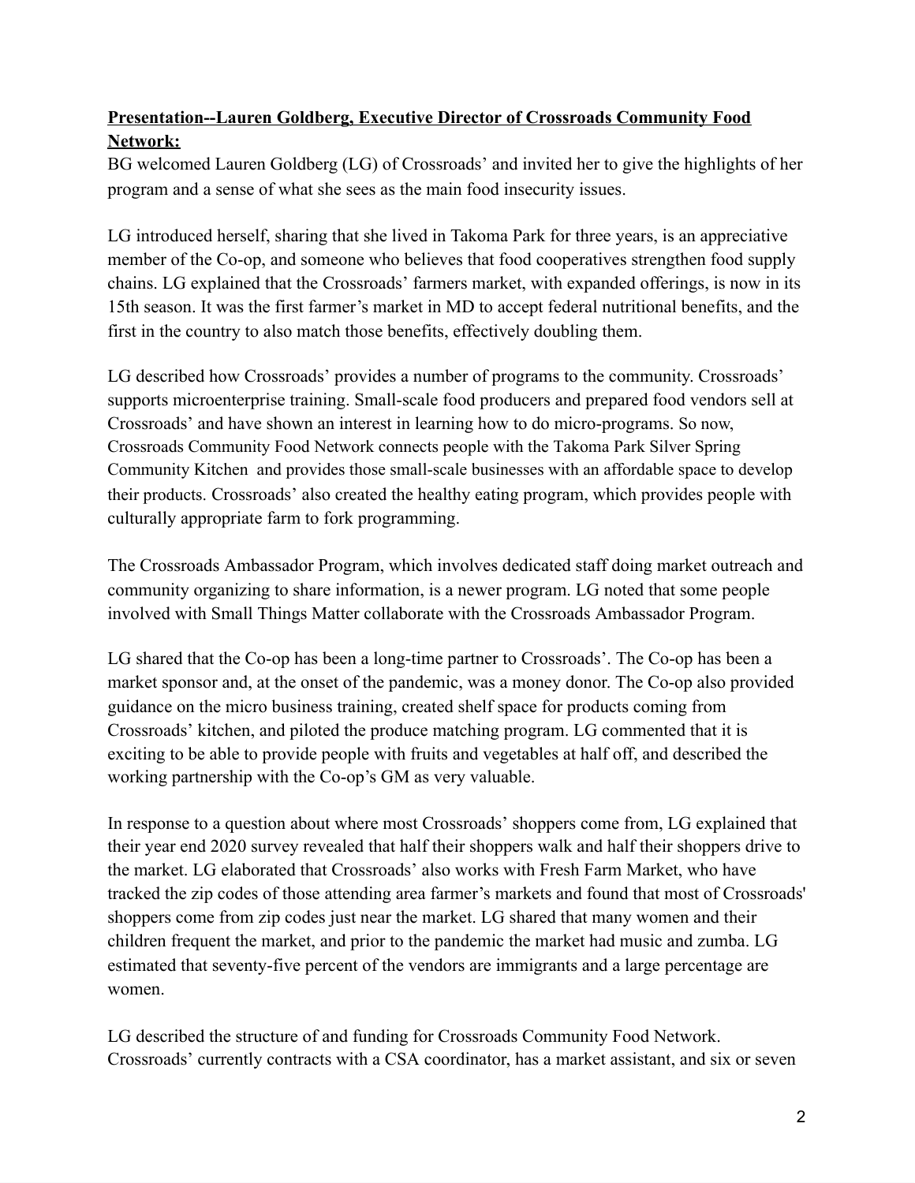**Presentation--Lauren Goldberg, Executive Director of Crossroads Community Food Network:**

BG welcomed Lauren Goldberg (LG) of Crossroads' and invited her to give the highlights of her program and a sense of what she sees as the main food insecurity issues.

LG introduced herself, sharing that she lived in Takoma Park for three years, is an appreciative member of the Co-op, and someone who believes that food cooperatives strengthen food supply chains. LG explained that the Crossroads' farmers market, with expanded offerings, is now in its 15th season. It was the first farmer's market in MD to accept federal nutritional benefits, and the first in the country to also match those benefits, effectively doubling them.

LG described how Crossroads' provides a number of programs to the community. Crossroads' supports microenterprise training. Small-scale food producers and prepared food vendors sell at Crossroads' and have shown an interest in learning how to do micro-programs. So now, Crossroads Community Food Network connects people with the Takoma Park Silver Spring Community Kitchen and provides those small-scale businesses with an affordable space to develop their products. Crossroads' also created the healthy eating program, which provides people with culturally appropriate farm to fork programming.

The Crossroads Ambassador Program, which involves dedicated staff doing market outreach and community organizing to share information, is a newer program. LG noted that some people involved with Small Things Matter collaborate with the Crossroads Ambassador Program.

LG shared that the Co-op has been a long-time partner to Crossroads'. The Co-op has been a market sponsor and, at the onset of the pandemic, was a money donor. The Co-op also provided guidance on the micro business training, created shelf space for products coming from Crossroads' kitchen, and piloted the produce matching program. LG commented that it is exciting to be able to provide people with fruits and vegetables at half off, and described the working partnership with the Co-op's GM as very valuable.

In response to a question about where most Crossroads' shoppers come from, LG explained that their year end 2020 survey revealed that half their shoppers walk and half their shoppers drive to the market. LG elaborated that Crossroads' also works with Fresh Farm Market, who have tracked the zip codes of those attending area farmer's markets and found that most of Crossroads' shoppers come from zip codes just near the market. LG shared that many women and their children frequent the market, and prior to the pandemic the market had music and zumba. LG estimated that seventy-five percent of the vendors are immigrants and a large percentage are women.

LG described the structure of and funding for Crossroads Community Food Network. Crossroads' currently contracts with a CSA coordinator, has a market assistant, and six or seven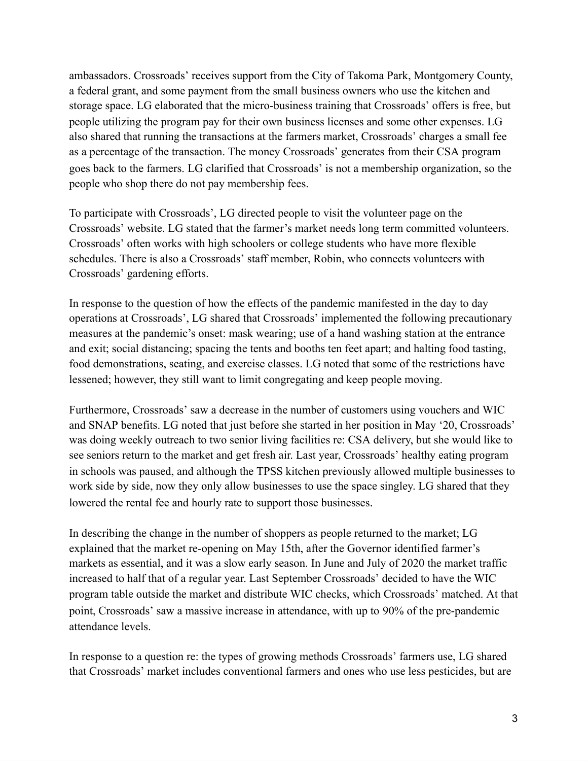ambassadors. Crossroads' receives support from the City of Takoma Park, Montgomery County, a federal grant, and some payment from the small business owners who use the kitchen and storage space. LG elaborated that the micro-business training that Crossroads' offers is free, but people utilizing the program pay for their own business licenses and some other expenses. LG also shared that running the transactions at the farmers market, Crossroads' charges a small fee as a percentage of the transaction. The money Crossroads' generates from their CSA program goes back to the farmers. LG clarified that Crossroads' is not a membership organization, so the people who shop there do not pay membership fees.

To participate with Crossroads', LG directed people to visit the volunteer page on the Crossroads' website. LG stated that the farmer's market needs long term committed volunteers. Crossroads' often works with high schoolers or college students who have more flexible schedules. There is also a Crossroads' staff member, Robin, who connects volunteers with Crossroads' gardening efforts.

In response to the question of how the effects of the pandemic manifested in the day to day operations at Crossroads', LG shared that Crossroads' implemented the following precautionary measures at the pandemic's onset: mask wearing; use of a hand washing station at the entrance and exit; social distancing; spacing the tents and booths ten feet apart; and halting food tasting, food demonstrations, seating, and exercise classes. LG noted that some of the restrictions have lessened; however, they still want to limit congregating and keep people moving.

Furthermore, Crossroads' saw a decrease in the number of customers using vouchers and WIC and SNAP benefits. LG noted that just before she started in her position in May '20, Crossroads' was doing weekly outreach to two senior living facilities re: CSA delivery, but she would like to see seniors return to the market and get fresh air. Last year, Crossroads' healthy eating program in schools was paused, and although the TPSS kitchen previously allowed multiple businesses to work side by side, now they only allow businesses to use the space singley. LG shared that they lowered the rental fee and hourly rate to support those businesses.

In describing the change in the number of shoppers as people returned to the market; LG explained that the market re-opening on May 15th, after the Governor identified farmer's markets as essential, and it was a slow early season. In June and July of 2020 the market traffic increased to half that of a regular year. Last September Crossroads' decided to have the WIC program table outside the market and distribute WIC checks, which Crossroads' matched. At that point, Crossroads' saw a massive increase in attendance, with up to 90% of the pre-pandemic attendance levels.

In response to a question re: the types of growing methods Crossroads' farmers use, LG shared that Crossroads' market includes conventional farmers and ones who use less pesticides, but are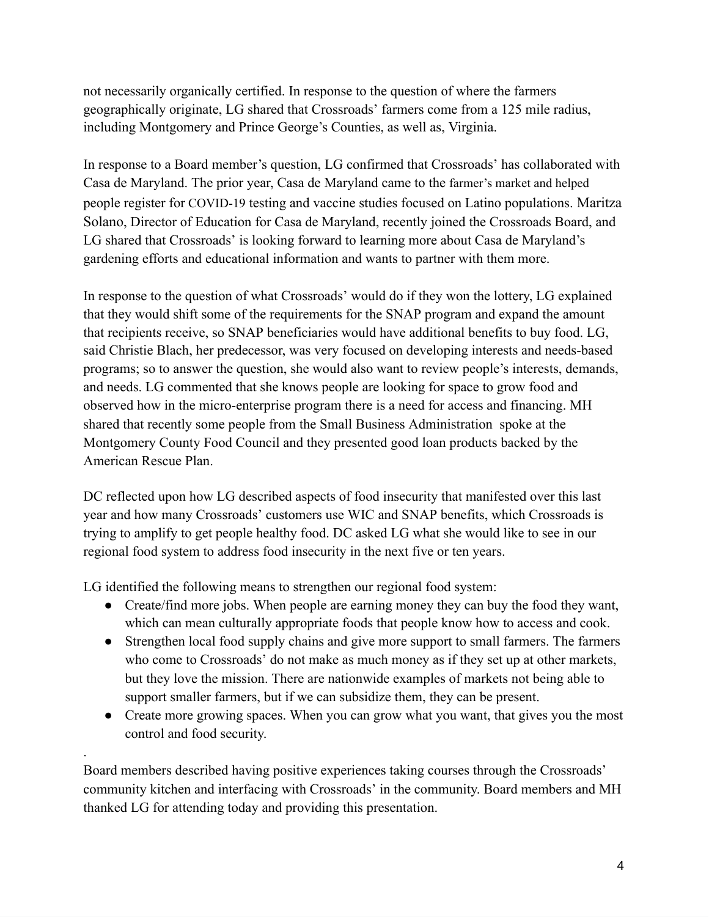not necessarily organically certified. In response to the question of where the farmers geographically originate, LG shared that Crossroads' farmers come from a 125 mile radius, including Montgomery and Prince George's Counties, as well as, Virginia.

In response to a Board member's question, LG confirmed that Crossroads' has collaborated with Casa de Maryland. The prior year, Casa de Maryland came to the farmer's market and helped people register for COVID-19 testing and vaccine studies focused on Latino populations. Maritza Solano, Director of Education for Casa de Maryland, recently joined the Crossroads Board, and LG shared that Crossroads' is looking forward to learning more about Casa de Maryland's gardening efforts and educational information and wants to partner with them more.

In response to the question of what Crossroads' would do if they won the lottery, LG explained that they would shift some of the requirements for the SNAP program and expand the amount that recipients receive, so SNAP beneficiaries would have additional benefits to buy food. LG, said Christie Blach, her predecessor, was very focused on developing interests and needs-based programs; so to answer the question, she would also want to review people's interests, demands, and needs. LG commented that she knows people are looking for space to grow food and observed how in the micro-enterprise program there is a need for access and financing. MH shared that recently some people from the Small Business Administration spoke at the Montgomery County Food Council and they presented good loan products backed by the American Rescue Plan.

DC reflected upon how LG described aspects of food insecurity that manifested over this last year and how many Crossroads' customers use WIC and SNAP benefits, which Crossroads is trying to amplify to get people healthy food. DC asked LG what she would like to see in our regional food system to address food insecurity in the next five or ten years.

LG identified the following means to strengthen our regional food system:

- Create/find more jobs. When people are earning money they can buy the food they want, which can mean culturally appropriate foods that people know how to access and cook.
- Strengthen local food supply chains and give more support to small farmers. The farmers who come to Crossroads' do not make as much money as if they set up at other markets, but they love the mission. There are nationwide examples of markets not being able to support smaller farmers, but if we can subsidize them, they can be present.
- Create more growing spaces. When you can grow what you want, that gives you the most control and food security.

.

Board members described having positive experiences taking courses through the Crossroads' community kitchen and interfacing with Crossroads' in the community. Board members and MH thanked LG for attending today and providing this presentation.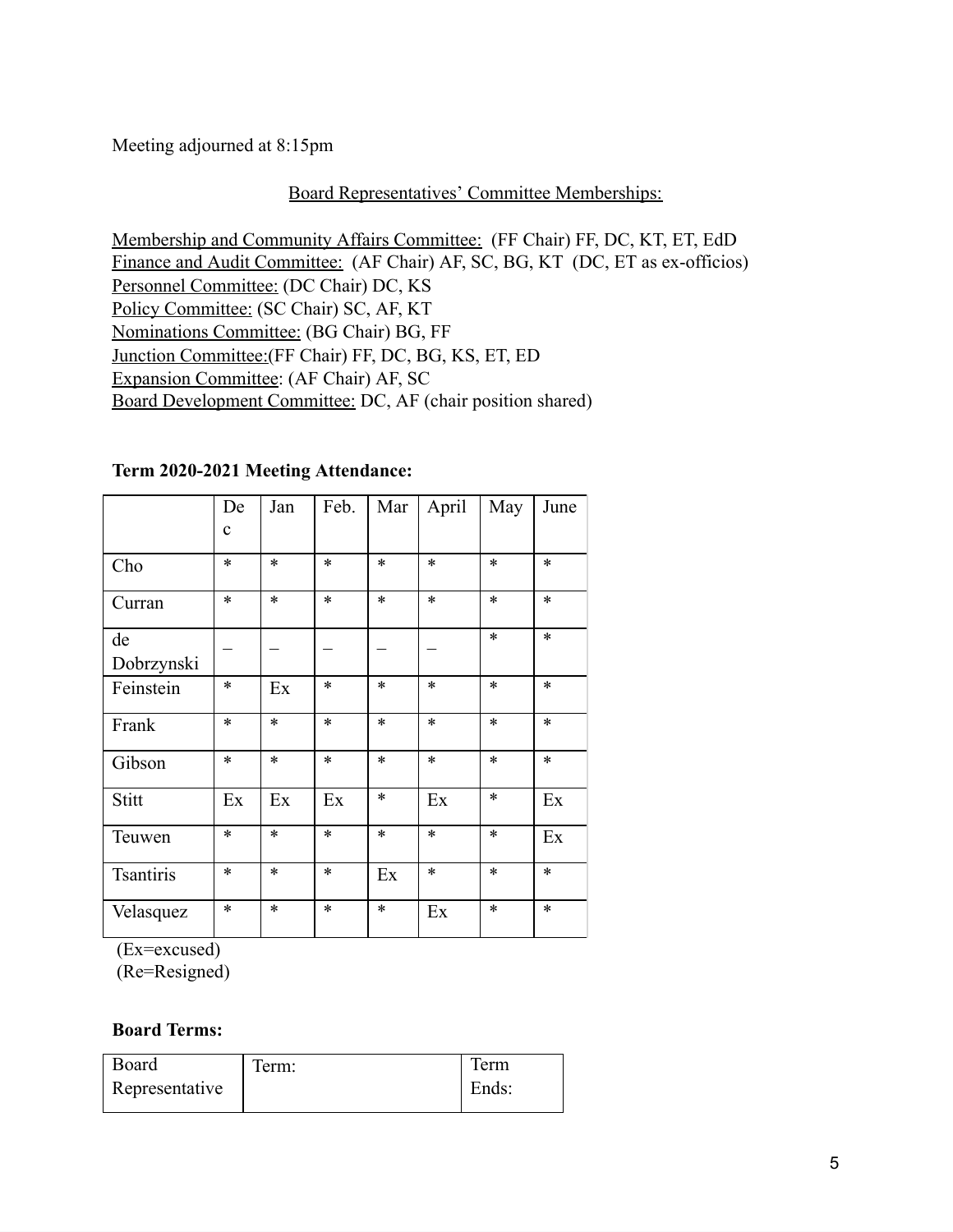Meeting adjourned at 8:15pm

Board Representatives' Committee Memberships:

Membership and Community Affairs Committee: (FF Chair) FF, DC, KT, ET, EdD
Finance and Audit Committee: (AF Chair) AF, SC, BG, KT (DC, ET as ex-officios)
Personnel Committee: (DC Chair) DC, KS
Policy Committee: (SC Chair) SC, AF, KT
Nominations Committee: (BG Chair) BG, FF
Junction Committee:(FF Chair) FF, DC, BG, KS, ET, ED
Expansion Committee: (AF Chair) AF, SC
Board Development Committee: DC, AF (chair position shared)

**Term 2020-2021 Meeting Attendance:**

| | Dec | Jan | Feb. | Mar | April | May | June |
|---|---|---|---|---|---|---|---|
| Cho | * | * | * | * | * | * | * |
| Curran | * | * | * | * | * | * | * |
| de Dobrzynski | _ | _ | _ | _ | _ | * | * |
| Feinstein | * | Ex | * | * | * | * | * |
| Frank | * | * | * | * | * | * | * |
| Gibson | * | * | * | * | * | * | * |
| Stitt | Ex | Ex | Ex | * | Ex | * | Ex |
| Teuwen | * | * | * | * | * | * | Ex |
| Tsantiris | * | * | * | Ex | * | * | * |
| Velasquez | * | * | * | * | Ex | * | * |

(Ex=excused)
(Re=Resigned)

**Board Terms:**

| Board Representative | Term: | Term Ends: |
|---|---|---|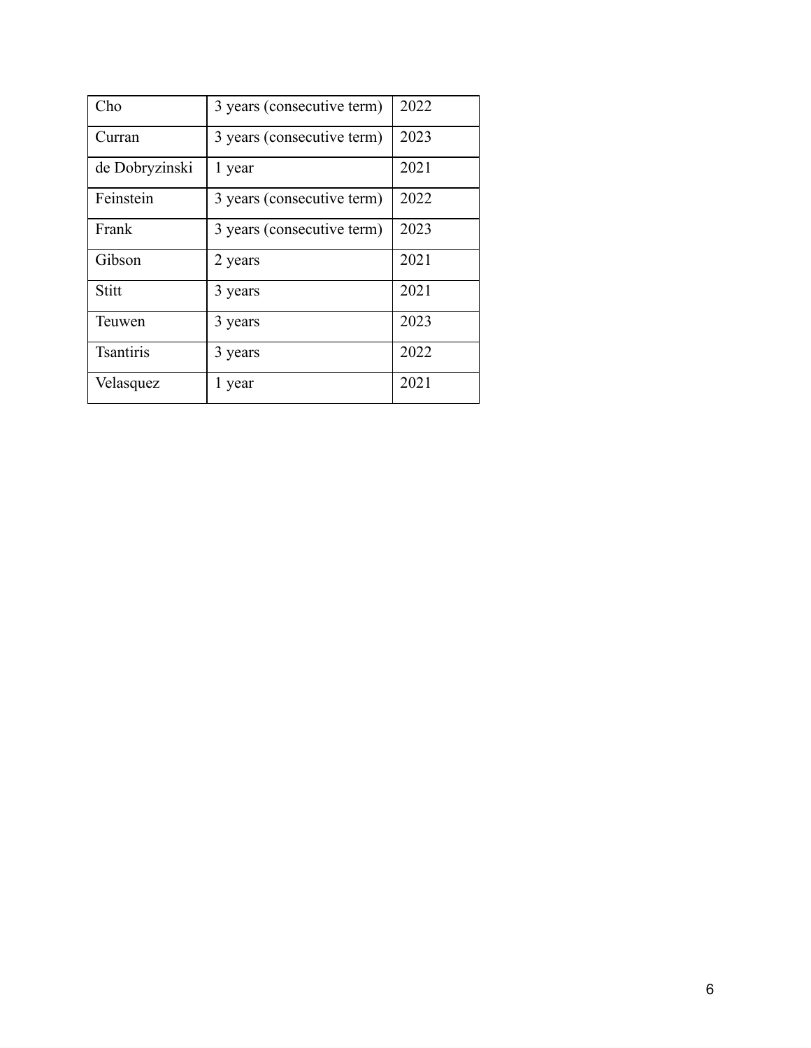| | | |
|---|---|---|
| Cho | 3 years (consecutive term) | 2022 |
| Curran | 3 years (consecutive term) | 2023 |
| de Dobryzinski | 1 year | 2021 |
| Feinstein | 3 years (consecutive term) | 2022 |
| Frank | 3 years (consecutive term) | 2023 |
| Gibson | 2 years | 2021 |
| Stitt | 3 years | 2021 |
| Teuwen | 3 years | 2023 |
| Tsantiris | 3 years | 2022 |
| Velasquez | 1 year | 2021 |